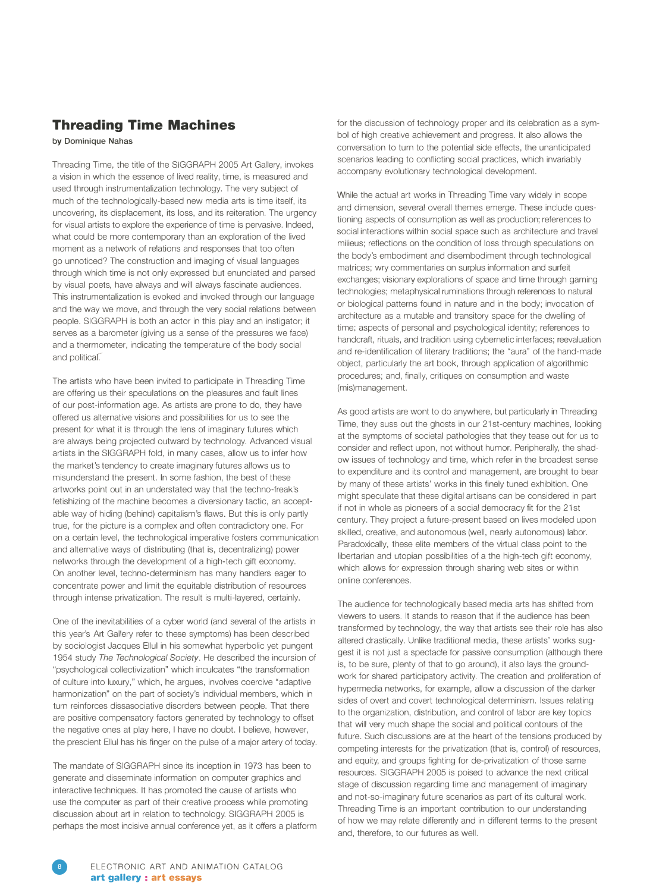## Threading Time Machines

**by Dominique Nahas**

Threading Time, the title of the SIGGRAPH 2005 Art Gallery, invokes a vision in which the essence of lived reality, time, is measured and used through instrumentalization technology. The very subject of much of the technologically-based new media arts is time itself, its uncovering, its displacement, its loss, and its reiteration. The urgency for visual artists to explore the experience of time is pervasive. Indeed, what could be more contemporary than an exploration of the lived moment as a network of relations and responses that too often go unnoticed? The construction and imaging of visual languages through which time is not only expressed but enunciated and parsed by visual poets, have always and will always fascinate audiences. This instrumentalization is evoked and invoked through our language and the way we move, and through the very social relations between people. SIGGRAPH is both an actor in this play and an instigator; it serves as a barometer (giving us a sense of the pressures we face) and a thermometer, indicating the temperature of the body social and political.

The artists who have been invited to participate in Threading Time are offering us their speculations on the pleasures and fault lines of our post-information age. As artists are prone to do, they have offered us alternative visions and possibilities for us to see the present for what it is through the lens of imaginary futures which are always being projected outward by technology. Advanced visual artists in the SIGGRAPH fold, in many cases, allow us to infer how the market's tendency to create imaginary futures allows us to misunderstand the present. In some fashion, the best of these artworks point out in an understated way that the techno-freak's fetishizing of the machine becomes a diversionary tactic, an acceptable way of hiding (behind) capitalism's flaws. But this is only partly true, for the picture is a complex and often contradictory one. For on a certain level, the technological imperative fosters communication and alternative ways of distributing (that is, decentralizing) power networks through the development of a high-tech gift economy. On another level, techno-determinism has many handlers eager to concentrate power and limit the equitable distribution of resources through intense privatization. The result is multi-layered, certainly.

One of the inevitabilities of a cyber world (and several of the artists in this year's Art Gallery refer to these symptoms) has been described by sociologist Jacques Ellul in his somewhat hyperbolic yet pungent 1954 study *The Technological Society*. He described the incursion of "psychological collectivization" which inculcates "the transformation of culture into luxury," which, he argues, involves coercive "adaptive harmonization" on the part of society's individual members, which in turn reinforces dissasociative disorders between people. That there are positive compensatory factors generated by technology to offset the negative ones at play here, I have no doubt. I believe, however, the prescient Ellul has his finger on the pulse of a major artery of today.

The mandate of SIGGRAPH since its inception in 1973 has been to generate and disseminate information on computer graphics and interactive techniques. It has promoted the cause of artists who use the computer as part of their creative process while promoting discussion about art in relation to technology. SIGGRAPH 2005 is perhaps the most incisive annual conference yet, as it offers a platform for the discussion of technology proper and its celebration as a symbol of high creative achievement and progress. It also allows the conversation to turn to the potential side effects, the unanticipated scenarios leading to conflicting social practices, which invariably accompany evolutionary technological development.

While the actual art works in Threading Time vary widely in scope and dimension, several overall themes emerge. These include questioning aspects of consumption as well as production; references to social interactions within social space such as architecture and travel milieus; reflections on the condition of loss through speculations on the body's embodiment and disembodiment through technological matrices; wry commentaries on surplus information and surfeit exchanges; visionary explorations of space and time through gaming technologies; metaphysical ruminations through references to natural or biological patterns found in nature and in the body; invocation of architecture as a mutable and transitory space for the dwelling of time; aspects of personal and psychological identity; references to handcraft, rituals, and tradition using cybernetic interfaces; reevaluation and re-identification of literary traditions; the "aura" of the hand-made object, particularly the art book, through application of algorithmic procedures; and, finally, critiques on consumption and waste (mis)management.

As good artists are wont to do anywhere, but particularly in Threading Time, they suss out the ghosts in our 21st-century machines, looking at the symptoms of societal pathologies that they tease out for us to consider and reflect upon, not without humor. Peripherally, the shadow issues of technology and time, which refer in the broadest sense to expenditure and its control and management, are brought to bear by many of these artists' works in this finely tuned exhibition. One might speculate that these digital artisans can be considered in part if not in whole as pioneers of a social democracy fit for the 21st century. They project a future-present based on lives modeled upon skilled, creative, and autonomous (well, nearly autonomous) labor. Paradoxically, these elite members of the virtual class point to the libertarian and utopian possibilities of a the high-tech gift economy, which allows for expression through sharing web sites or within online conferences.

The audience for technologically based media arts has shifted from viewers to users. It stands to reason that if the audience has been transformed by technology, the way that artists see their role has also altered drastically. Unlike traditional media, these artists' works suggest it is not just a spectacle for passive consumption (although there is, to be sure, plenty of that to go around), it also lays the groundwork for shared participatory activity. The creation and proliferation of hypermedia networks, for example, allow a discussion of the darker sides of overt and covert technological determinism. Issues relating to the organization, distribution, and control of labor are key topics that will very much shape the social and political contours of the future. Such discussions are at the heart of the tensions produced by competing interests for the privatization (that is, control) of resources, and equity, and groups fighting for de-privatization of those same resources. SIGGRAPH 2005 is poised to advance the next critical stage of discussion regarding time and management of imaginary and not-so-imaginary future scenarios as part of its cultural work. Threading Time is an important contribution to our understanding of how we may relate differently and in different terms to the present and, therefore, to our futures as well.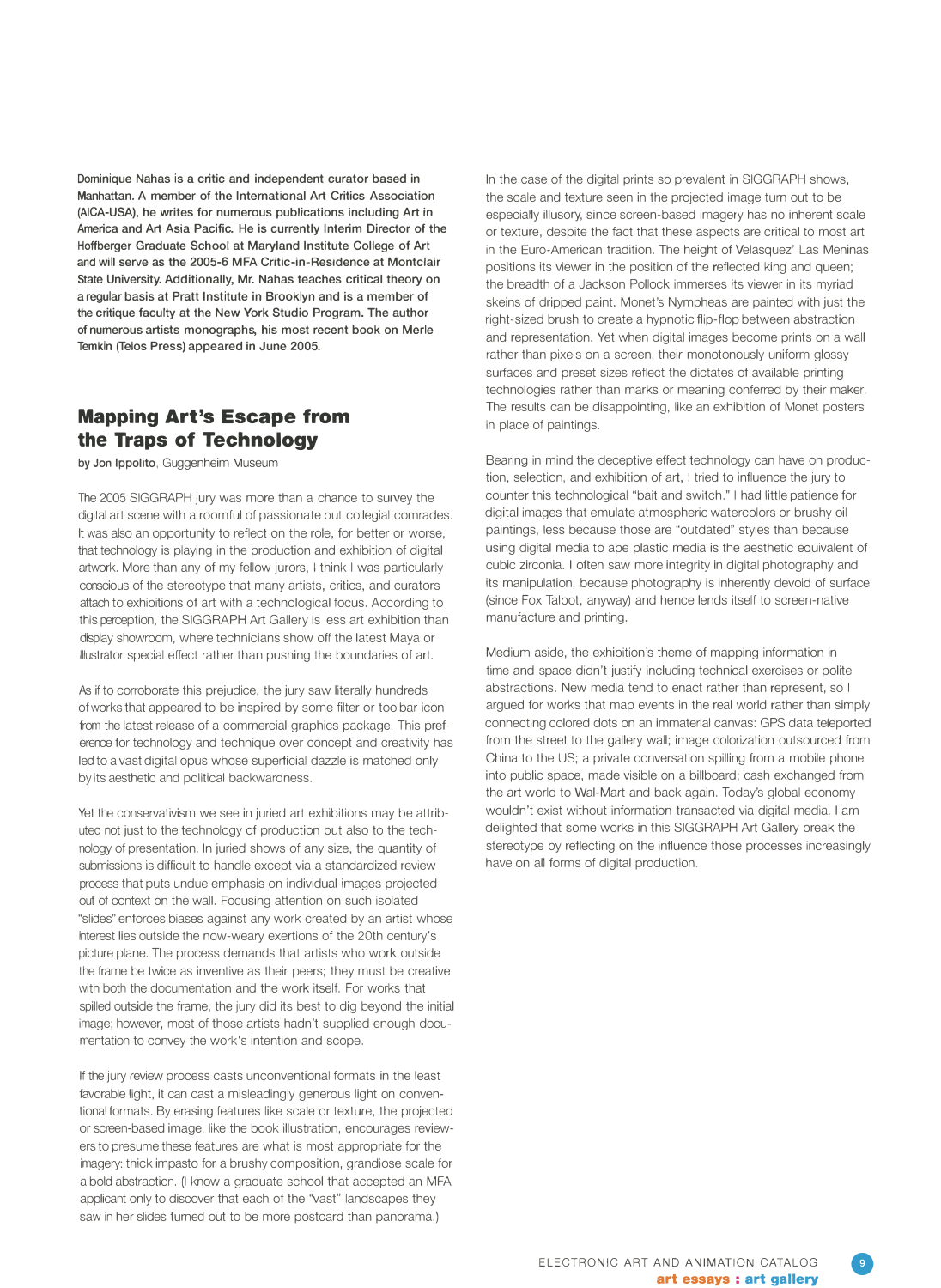Dominique Nahas is a critic and independent curator based in Manhattan. A member of the International Art Critics Association (AICA-USA), he writes for numerous publications including Art in America and Art Asia Pacific. He is currently Interim Director of the Hoffberger Graduate School at Maryland Institute College of Art and will serve as the 2005-6 MFA Critic-in-Residence at Montclair State University. Additionally, Mr. Nahas teaches critical theory on a regular basis at Pratt Institute in Brooklyn and is a member of the critique faculty at the New York Studio Program. The author of numerous artists monographs, his most recent book on Merle Temkin (Telos Press) appeared in June 2005.

## Mapping Art's Escape from the Traps of Technology

by **Jon Ippolito**, Guggenheim Museum

The 2005 SIGGRAPH jury was more than a chance to survey the digital art scene with a roomful of passionate but collegial comrades. It was also an opportunity to reflect on the role, for better or worse, that technology is playing in the production and exhibition of digital artwork. More than any of my fellow jurors, I think I was particularly conscious of the stereotype that many artists, critics, and curators attach to exhibitions of art with a technological focus. According to this perception, the SIGGRAPH Art Gallery is less art exhibition than display showroom, where technicians show off the latest Maya or Illustrator special effect rather than pushing the boundaries of art.

As if to corroborate this prejudice, the jury saw literally hundreds of works that appeared to be inspired by some filter or toolbar icon from the latest release of a commercial graphics package. This preference for technology and technique over concept and creativity has led to a vast digital opus whose superficial dazzle is matched only by its aesthetic and political backwardness.

Yet the conservativism we see in juried art exhibitions may be attributed not just to the technology of production but also to the technology of presentation. In juried shows of any size, the quantity of submissions is difficult to handle except via a standardized review process that puts undue emphasis on individual images projected out of context on the wall. Focusing attention on such isolated "slides" enforces biases against any work created by an artist whose interest lies outside the now-weary exertions of the 20th century's picture plane. The process demands that artists who work outside the frame be twice as inventive as their peers; they must be creative with both the documentation and the work itself. For works that spilled outside the frame, the jury did its best to dig beyond the initial image; however, most of those artists hadn't supplied enough documentation to convey the work's intention and scope.

If the jury review process casts unconventional formats in the least favorable light, it can cast a misleadingly generous light on conventional formats. By erasing features like scale or texture, the projected or screen-based image, like the book illustration, encourages reviewers to presume these features are what is most appropriate for the imagery: thick impasto for a brushy composition, grandiose scale for a bold abstraction. (I know a graduate school that accepted an MFA applicant only to discover that each of the "vast" landscapes they saw in her slides turned out to be more postcard than panorama.)

In the case of the digital prints so prevalent in SIGGRAPH shows, the scale and texture seen in the projected image turn out to be especially illusory, since screen-based imagery has no inherent scale or texture, despite the fact that these aspects are critical to most art in the Euro-American tradition. The height of Velasquez' Las Meninas positions its viewer in the position of the reflected king and queen; the breadth of a Jackson Pollock immerses its viewer in its myriad skeins of dripped paint. Monet's Nympheas are painted with just the right-sized brush to create a hypnotic flip-flop between abstraction and representation. Yet when digital images become prints on a wall rather than pixels on a screen, their monotonously uniform glossy surfaces and preset sizes reflect the dictates of available printing technologies rather than marks or meaning conferred by their maker. The results can be disappointing, like an exhibition of Monet posters in place of paintings.

Bearing in mind the deceptive effect technology can have on production, selection, and exhibition of art, I tried to influence the jury to counter this technological "bait and switch." I had little patience for digital images that emulate atmospheric watercolors or brushy oil paintings, less because those are "outdated" styles than because using digital media to ape plastic media is the aesthetic equivalent of cubic zirconia. I often saw more integrity in digital photography and its manipulation, because photography is inherently devoid of surface (since Fox Talbot, anyway) and hence lends itself to screen-native manufacture and printing.

Medium aside, the exhibition's theme of mapping information in time and space didn't justify including technical exercises or polite abstractions. New media tend to enact rather than represent, so I argued for works that map events in the real world rather than simply connecting colored dots on an immaterial canvas: GPS data teleported from the street to the gallery wall; image colorization outsourced from China to the US; a private conversation spilling from a mobile phone into public space, made visible on a billboard; cash exchanged from the art world to Wal-Mart and back again. Today's global economy wouldn't exist without information transacted via digital media. I am delighted that some works in this SIGGRAPH Art Gallery break the stereotype by reflecting on the influence those processes increasingly have on all forms of digital production.